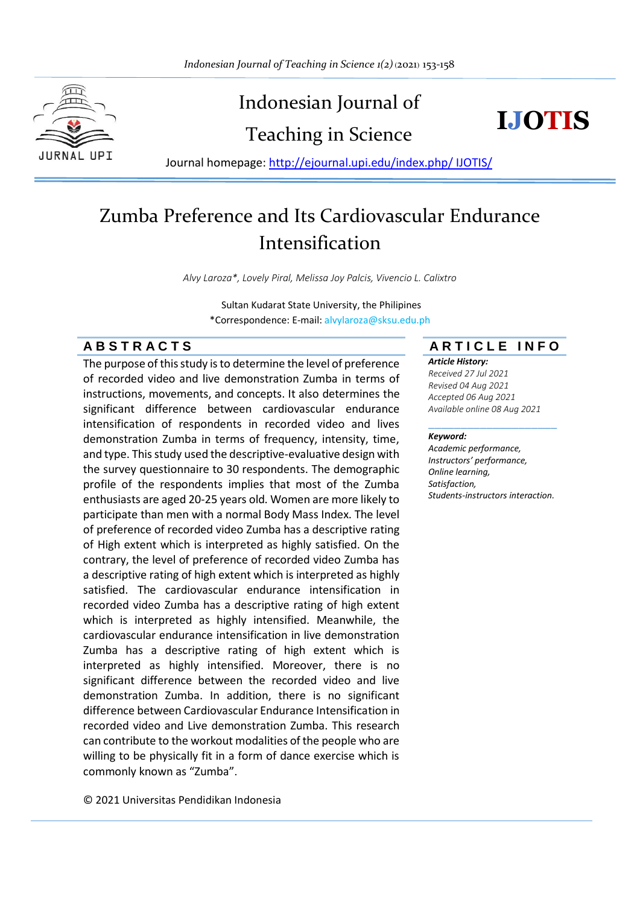# Indonesian Journal of Teaching in Science

**IJOTIS**

Journal homepage: http://ejournal.upi.edu/index.php/ IJOTIS/

# Zumba Preference and Its Cardiovascular Endurance Intensification

*Alvy Laroza\*, Lovely Piral, Melissa Joy Palcis, Vivencio L. Calixtro*

Sultan Kudarat State University, the Philipines

\*Correspondence: E-mail: alvylaroza@sksu.edu.ph

## ABSTRACTS

The purpose of this study is to determine the level of preference of recorded video and live demonstration Zumba in terms of instructions, movements, and concepts. It also determines the significant difference between cardiovascular endurance intensification of respondents in recorded video and lives demonstration Zumba in terms of frequency, intensity, time, and type. This study used the descriptive-evaluative design with the survey questionnaire to 30 respondents. The demographic profile of the respondents implies that most of the Zumba enthusiasts are aged 20-25 years old. Women are more likely to participate than men with a normal Body Mass Index. The level of preference of recorded video Zumba has a descriptive rating of High extent which is interpreted as highly satisfied. On the contrary, the level of preference of recorded video Zumba has a descriptive rating of high extent which is interpreted as highly satisfied. The cardiovascular endurance intensification in recorded video Zumba has a descriptive rating of high extent which is interpreted as highly intensified. Meanwhile, the cardiovascular endurance intensification in live demonstration Zumba has a descriptive rating of high extent which is interpreted as highly intensified. Moreover, there is no significant difference between the recorded video and live demonstration Zumba. In addition, there is no significant difference between Cardiovascular Endurance Intensification in recorded video and Live demonstration Zumba. This research can contribute to the workout modalities of the people who are willing to be physically fit in a form of dance exercise which is commonly known as "Zumba".

© 2021 Universitas Pendidikan Indonesia

## ARTICLE INFO

***Article History:***

*Received 27 Jul 2021*

*Revised 04 Aug 2021*

*Accepted 06 Aug 2021*

*Available online 08 Aug 2021*

***Keyword:***

*Academic performance,*

*Instructors' performance,*

*Online learning,*

*Satisfaction,*

*Students-instructors interaction.*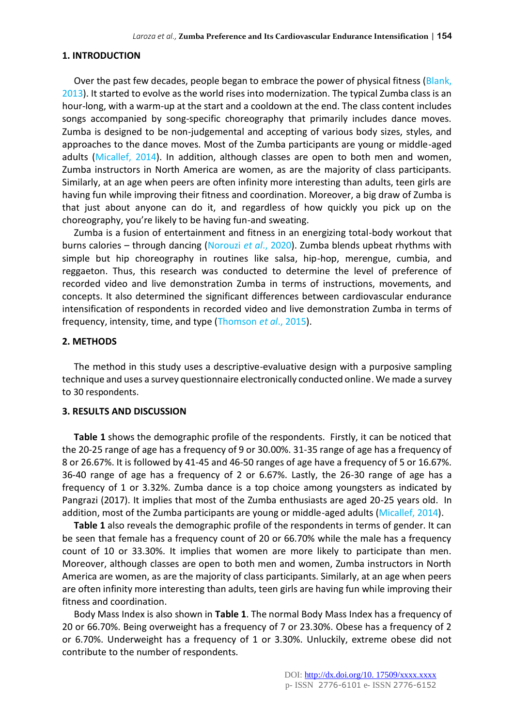## 1. INTRODUCTION

Over the past few decades, people began to embrace the power of physical fitness (Blank, 2013). It started to evolve as the world rises into modernization. The typical Zumba class is an hour-long, with a warm-up at the start and a cooldown at the end. The class content includes songs accompanied by song-specific choreography that primarily includes dance moves. Zumba is designed to be non-judgemental and accepting of various body sizes, styles, and approaches to the dance moves. Most of the Zumba participants are young or middle-aged adults (Micallef, 2014). In addition, although classes are open to both men and women, Zumba instructors in North America are women, as are the majority of class participants. Similarly, at an age when peers are often infinity more interesting than adults, teen girls are having fun while improving their fitness and coordination. Moreover, a big draw of Zumba is that just about anyone can do it, and regardless of how quickly you pick up on the choreography, you're likely to be having fun-and sweating.

Zumba is a fusion of entertainment and fitness in an energizing total-body workout that burns calories – through dancing (Norouzi *et al*., 2020). Zumba blends upbeat rhythms with simple but hip choreography in routines like salsa, hip-hop, merengue, cumbia, and reggaeton. Thus, this research was conducted to determine the level of preference of recorded video and live demonstration Zumba in terms of instructions, movements, and concepts. It also determined the significant differences between cardiovascular endurance intensification of respondents in recorded video and live demonstration Zumba in terms of frequency, intensity, time, and type (Thomson *et al*., 2015).

## 2. METHODS

The method in this study uses a descriptive-evaluative design with a purposive sampling technique and uses a survey questionnaire electronically conducted online. We made a survey to 30 respondents.

## 3. RESULTS AND DISCUSSION

**Table 1** shows the demographic profile of the respondents. Firstly, it can be noticed that the 20-25 range of age has a frequency of 9 or 30.00%. 31-35 range of age has a frequency of 8 or 26.67%. It is followed by 41-45 and 46-50 ranges of age have a frequency of 5 or 16.67%. 36-40 range of age has a frequency of 2 or 6.67%. Lastly, the 26-30 range of age has a frequency of 1 or 3.32%. Zumba dance is a top choice among youngsters as indicated by Pangrazi (2017). It implies that most of the Zumba enthusiasts are aged 20-25 years old. In addition, most of the Zumba participants are young or middle-aged adults (Micallef, 2014).

**Table 1** also reveals the demographic profile of the respondents in terms of gender. It can be seen that female has a frequency count of 20 or 66.70% while the male has a frequency count of 10 or 33.30%. It implies that women are more likely to participate than men. Moreover, although classes are open to both men and women, Zumba instructors in North America are women, as are the majority of class participants. Similarly, at an age when peers are often infinity more interesting than adults, teen girls are having fun while improving their fitness and coordination.

Body Mass Index is also shown in **Table 1**. The normal Body Mass Index has a frequency of 20 or 66.70%. Being overweight has a frequency of 7 or 23.30%. Obese has a frequency of 2 or 6.70%. Underweight has a frequency of 1 or 3.30%. Unluckily, extreme obese did not contribute to the number of respondents.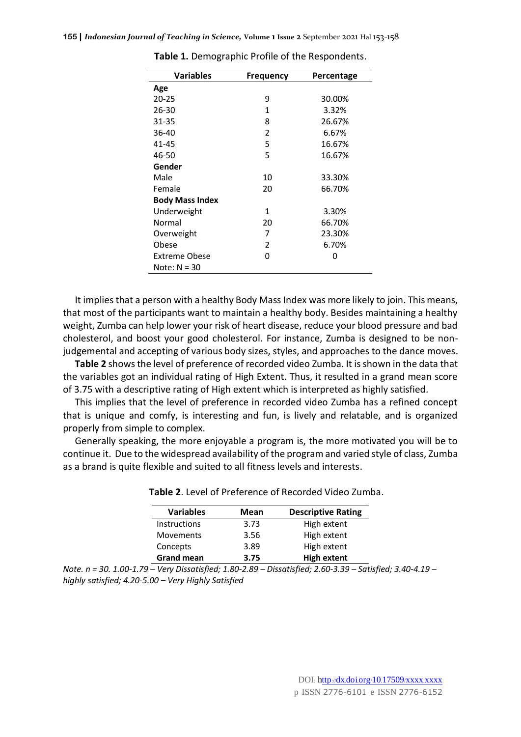**Table 1.** Demographic Profile of the Respondents.

| Variables | Frequency | Percentage |
|---|---|---|
| **Age** | | |
| 20-25 | 9 | 30.00% |
| 26-30 | 1 | 3.32% |
| 31-35 | 8 | 26.67% |
| 36-40 | 2 | 6.67% |
| 41-45 | 5 | 16.67% |
| 46-50 | 5 | 16.67% |
| **Gender** | | |
| Male | 10 | 33.30% |
| Female | 20 | 66.70% |
| **Body Mass Index** | | |
| Underweight | 1 | 3.30% |
| Normal | 20 | 66.70% |
| Overweight | 7 | 23.30% |
| Obese | 2 | 6.70% |
| Extreme Obese | 0 | 0 |
| Note: N = 30 | | |

It implies that a person with a healthy Body Mass Index was more likely to join. This means, that most of the participants want to maintain a healthy body. Besides maintaining a healthy weight, Zumba can help lower your risk of heart disease, reduce your blood pressure and bad cholesterol, and boost your good cholesterol. For instance, Zumba is designed to be non-judgemental and accepting of various body sizes, styles, and approaches to the dance moves.

**Table 2** shows the level of preference of recorded video Zumba. It is shown in the data that the variables got an individual rating of High Extent. Thus, it resulted in a grand mean score of 3.75 with a descriptive rating of High extent which is interpreted as highly satisfied.

This implies that the level of preference in recorded video Zumba has a refined concept that is unique and comfy, is interesting and fun, is lively and relatable, and is organized properly from simple to complex.

Generally speaking, the more enjoyable a program is, the more motivated you will be to continue it. Due to the widespread availability of the program and varied style of class, Zumba as a brand is quite flexible and suited to all fitness levels and interests.

**Table 2**. Level of Preference of Recorded Video Zumba.

| Variables | Mean | Descriptive Rating |
|---|---|---|
| Instructions | 3.73 | High extent |
| Movements | 3.56 | High extent |
| Concepts | 3.89 | High extent |
| **Grand mean** | **3.75** | **High extent** |

*Note. n = 30. 1.00-1.79 – Very Dissatisfied; 1.80-2.89 – Dissatisfied; 2.60-3.39 – Satisfied; 3.40-4.19 – highly satisfied; 4.20-5.00 – Very Highly Satisfied*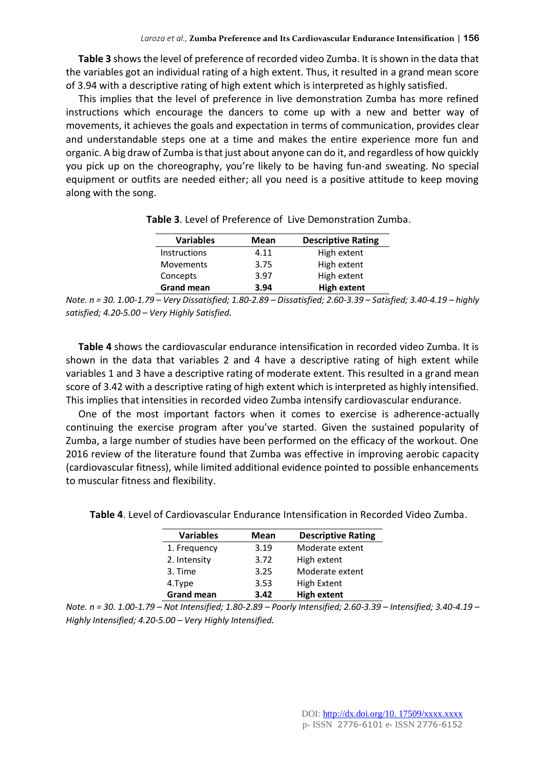**Table 3** shows the level of preference of recorded video Zumba. It is shown in the data that the variables got an individual rating of a high extent. Thus, it resulted in a grand mean score of 3.94 with a descriptive rating of high extent which is interpreted as highly satisfied.

This implies that the level of preference in live demonstration Zumba has more refined instructions which encourage the dancers to come up with a new and better way of movements, it achieves the goals and expectation in terms of communication, provides clear and understandable steps one at a time and makes the entire experience more fun and organic. A big draw of Zumba is that just about anyone can do it, and regardless of how quickly you pick up on the choreography, you're likely to be having fun-and sweating. No special equipment or outfits are needed either; all you need is a positive attitude to keep moving along with the song.

**Table 3**. Level of Preference of Live Demonstration Zumba.

| Variables | Mean | Descriptive Rating |
|---|---|---|
| Instructions | 4.11 | High extent |
| Movements | 3.75 | High extent |
| Concepts | 3.97 | High extent |
| **Grand mean** | **3.94** | **High extent** |

*Note. n = 30. 1.00-1.79 – Very Dissatisfied; 1.80-2.89 – Dissatisfied; 2.60-3.39 – Satisfied; 3.40-4.19 – highly satisfied; 4.20-5.00 – Very Highly Satisfied.*

**Table 4** shows the cardiovascular endurance intensification in recorded video Zumba. It is shown in the data that variables 2 and 4 have a descriptive rating of high extent while variables 1 and 3 have a descriptive rating of moderate extent. This resulted in a grand mean score of 3.42 with a descriptive rating of high extent which is interpreted as highly intensified. This implies that intensities in recorded video Zumba intensify cardiovascular endurance.

One of the most important factors when it comes to exercise is adherence-actually continuing the exercise program after you've started. Given the sustained popularity of Zumba, a large number of studies have been performed on the efficacy of the workout. One 2016 review of the literature found that Zumba was effective in improving aerobic capacity (cardiovascular fitness), while limited additional evidence pointed to possible enhancements to muscular fitness and flexibility.

**Table 4**. Level of Cardiovascular Endurance Intensification in Recorded Video Zumba.

| Variables | Mean | Descriptive Rating |
|---|---|---|
| 1. Frequency | 3.19 | Moderate extent |
| 2. Intensity | 3.72 | High extent |
| 3. Time | 3.25 | Moderate extent |
| 4.Type | 3.53 | High Extent |
| **Grand mean** | **3.42** | **High extent** |

*Note. n = 30. 1.00-1.79 – Not Intensified; 1.80-2.89 – Poorly Intensified; 2.60-3.39 – Intensified; 3.40-4.19 – Highly Intensified; 4.20-5.00 – Very Highly Intensified.*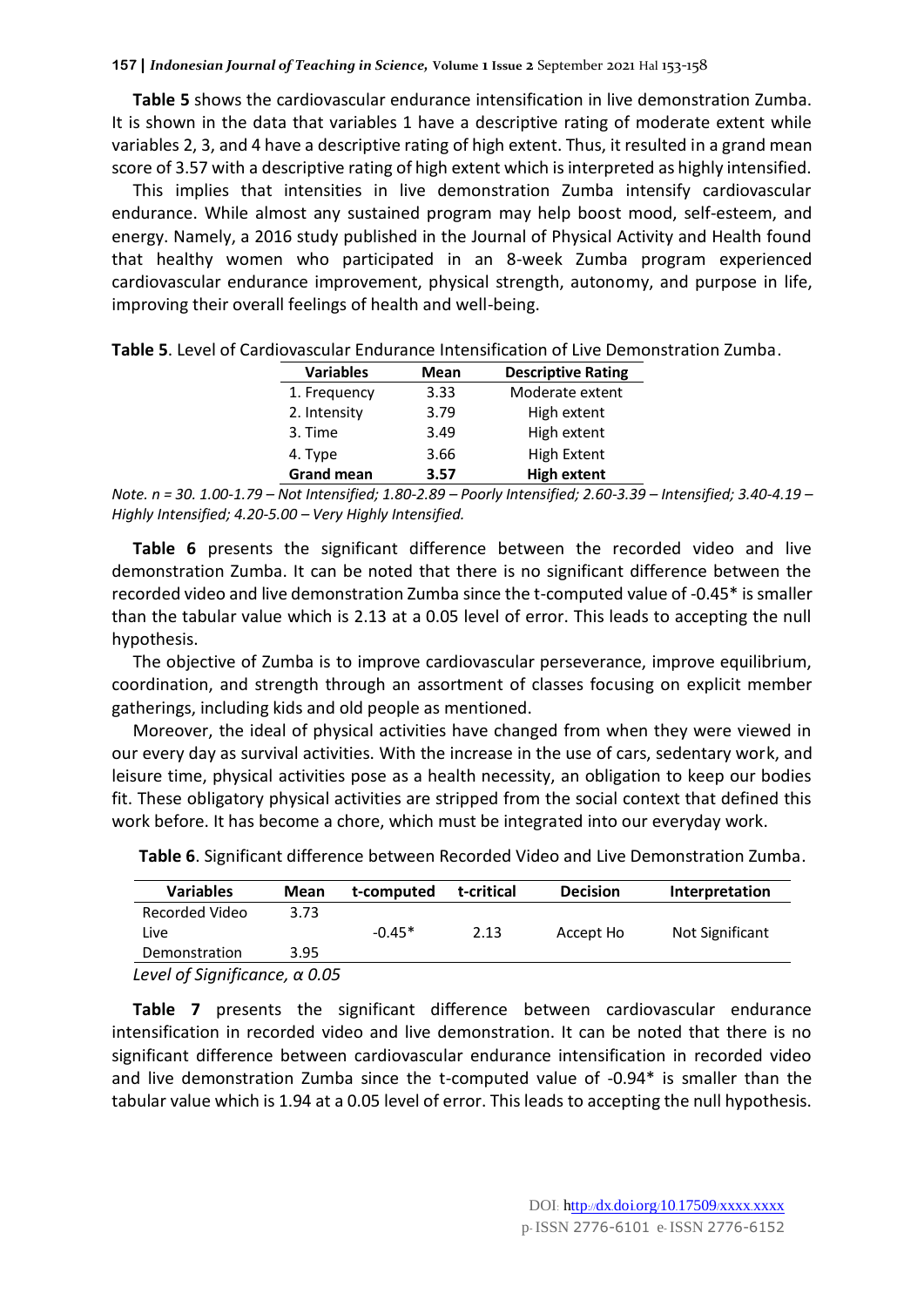**Table 5** shows the cardiovascular endurance intensification in live demonstration Zumba. It is shown in the data that variables 1 have a descriptive rating of moderate extent while variables 2, 3, and 4 have a descriptive rating of high extent. Thus, it resulted in a grand mean score of 3.57 with a descriptive rating of high extent which is interpreted as highly intensified.

This implies that intensities in live demonstration Zumba intensify cardiovascular endurance. While almost any sustained program may help boost mood, self-esteem, and energy. Namely, a 2016 study published in the Journal of Physical Activity and Health found that healthy women who participated in an 8-week Zumba program experienced cardiovascular endurance improvement, physical strength, autonomy, and purpose in life, improving their overall feelings of health and well-being.

**Table 5**. Level of Cardiovascular Endurance Intensification of Live Demonstration Zumba.

| Variables | Mean | Descriptive Rating |
|---|---|---|
| 1. Frequency | 3.33 | Moderate extent |
| 2. Intensity | 3.79 | High extent |
| 3. Time | 3.49 | High extent |
| 4. Type | 3.66 | High Extent |
| **Grand mean** | **3.57** | **High extent** |

*Note. n = 30. 1.00-1.79 – Not Intensified; 1.80-2.89 – Poorly Intensified; 2.60-3.39 – Intensified; 3.40-4.19 – Highly Intensified; 4.20-5.00 – Very Highly Intensified.*

**Table 6** presents the significant difference between the recorded video and live demonstration Zumba. It can be noted that there is no significant difference between the recorded video and live demonstration Zumba since the t-computed value of -0.45* is smaller than the tabular value which is 2.13 at a 0.05 level of error. This leads to accepting the null hypothesis.

The objective of Zumba is to improve cardiovascular perseverance, improve equilibrium, coordination, and strength through an assortment of classes focusing on explicit member gatherings, including kids and old people as mentioned.

Moreover, the ideal of physical activities have changed from when they were viewed in our every day as survival activities. With the increase in the use of cars, sedentary work, and leisure time, physical activities pose as a health necessity, an obligation to keep our bodies fit. These obligatory physical activities are stripped from the social context that defined this work before. It has become a chore, which must be integrated into our everyday work.

**Table 6**. Significant difference between Recorded Video and Live Demonstration Zumba.

| Variables | Mean | t-computed | t-critical | Decision | Interpretation |
|---|---|---|---|---|---|
| Recorded Video | 3.73 | | | | |
| Live Demonstration | 3.95 | -0.45* | 2.13 | Accept Ho | Not Significant |

*Level of Significance, α 0.05*

**Table 7** presents the significant difference between cardiovascular endurance intensification in recorded video and live demonstration. It can be noted that there is no significant difference between cardiovascular endurance intensification in recorded video and live demonstration Zumba since the t-computed value of -0.94* is smaller than the tabular value which is 1.94 at a 0.05 level of error. This leads to accepting the null hypothesis.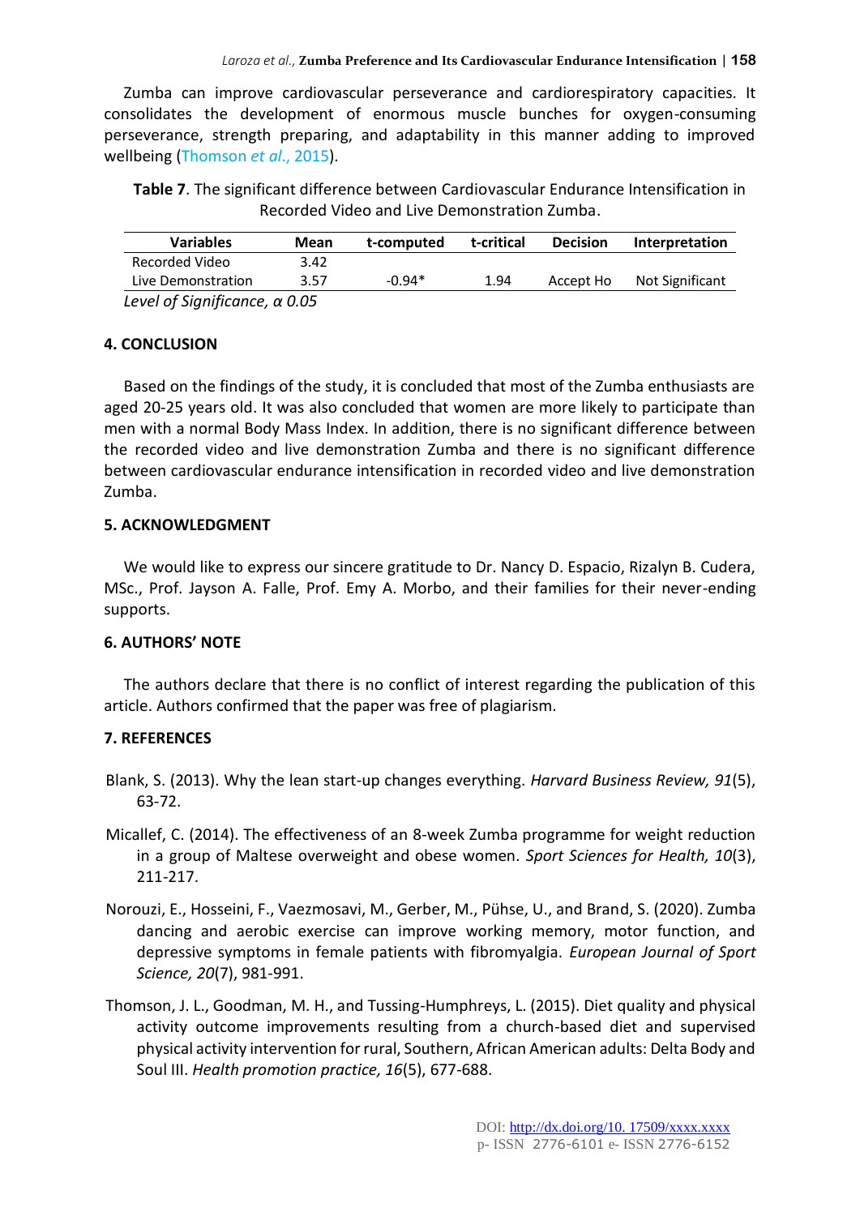Zumba can improve cardiovascular perseverance and cardiorespiratory capacities. It consolidates the development of enormous muscle bunches for oxygen-consuming perseverance, strength preparing, and adaptability in this manner adding to improved wellbeing (Thomson *et al*., 2015).

**Table 7**. The significant difference between Cardiovascular Endurance Intensification in Recorded Video and Live Demonstration Zumba.

| Variables | Mean | t-computed | t-critical | Decision | Interpretation |
|---|---|---|---|---|---|
| Recorded Video | 3.42 | | | | |
| Live Demonstration | 3.57 | -0.94* | 1.94 | Accept Ho | Not Significant |

*Level of Significance, α 0.05*

## 4. CONCLUSION

Based on the findings of the study, it is concluded that most of the Zumba enthusiasts are aged 20-25 years old. It was also concluded that women are more likely to participate than men with a normal Body Mass Index. In addition, there is no significant difference between the recorded video and live demonstration Zumba and there is no significant difference between cardiovascular endurance intensification in recorded video and live demonstration Zumba.

## 5. ACKNOWLEDGMENT

We would like to express our sincere gratitude to Dr. Nancy D. Espacio, Rizalyn B. Cudera, MSc., Prof. Jayson A. Falle, Prof. Emy A. Morbo, and their families for their never-ending supports.

## 6. AUTHORS' NOTE

The authors declare that there is no conflict of interest regarding the publication of this article. Authors confirmed that the paper was free of plagiarism.

## 7. REFERENCES

Blank, S. (2013). Why the lean start-up changes everything. *Harvard Business Review, 91*(5), 63-72.

Micallef, C. (2014). The effectiveness of an 8-week Zumba programme for weight reduction in a group of Maltese overweight and obese women. *Sport Sciences for Health, 10*(3), 211-217.

Norouzi, E., Hosseini, F., Vaezmosavi, M., Gerber, M., Pühse, U., and Brand, S. (2020). Zumba dancing and aerobic exercise can improve working memory, motor function, and depressive symptoms in female patients with fibromyalgia. *European Journal of Sport Science, 20*(7), 981-991.

Thomson, J. L., Goodman, M. H., and Tussing-Humphreys, L. (2015). Diet quality and physical activity outcome improvements resulting from a church-based diet and supervised physical activity intervention for rural, Southern, African American adults: Delta Body and Soul III. *Health promotion practice, 16*(5), 677-688.